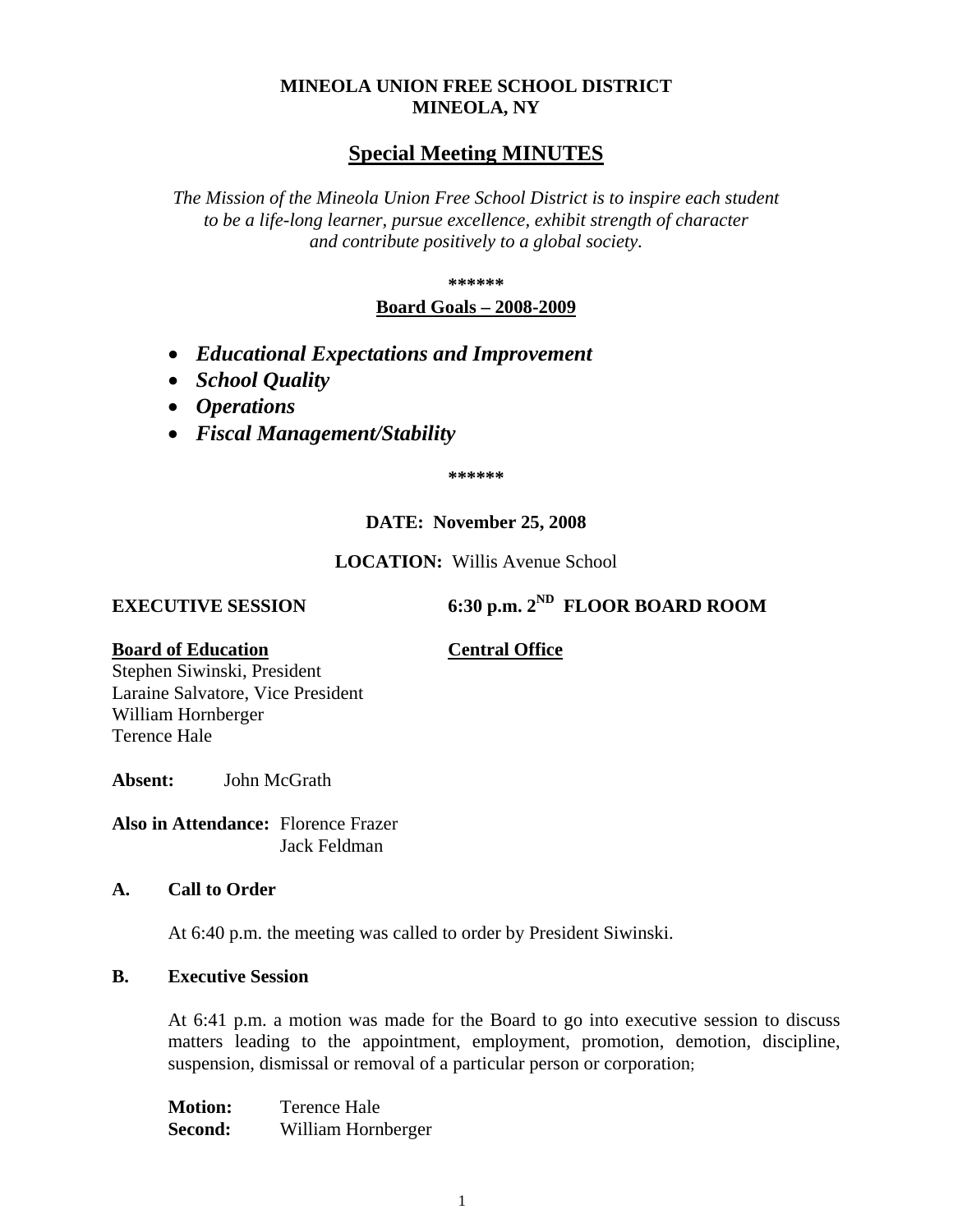**MINEOLA UNION FREE SCHOOL DISTRICT**
**MINEOLA, NY**

# Special Meeting MINUTES

*The Mission of the Mineola Union Free School District is to inspire each student to be a life-long learner, pursue excellence, exhibit strength of character and contribute positively to a global society.*

**\*\*\*\*\*\***

**Board Goals – 2008-2009**

- ***Educational Expectations and Improvement***
- ***School Quality***
- ***Operations***
- ***Fiscal Management/Stability***

**\*\*\*\*\*\***

**DATE: November 25, 2008**

**LOCATION:** Willis Avenue School

**EXECUTIVE SESSION** **6:30 p.m. 2ND FLOOR BOARD ROOM**

**Board of Education**
Stephen Siwinski, President
Laraine Salvatore, Vice President
William Hornberger
Terence Hale

**Central Office**

**Absent:** John McGrath

**Also in Attendance:** Florence Frazer
Jack Feldman

## A. Call to Order

At 6:40 p.m. the meeting was called to order by President Siwinski.

## B. Executive Session

At 6:41 p.m. a motion was made for the Board to go into executive session to discuss matters leading to the appointment, employment, promotion, demotion, discipline, suspension, dismissal or removal of a particular person or corporation;

**Motion:** Terence Hale
**Second:** William Hornberger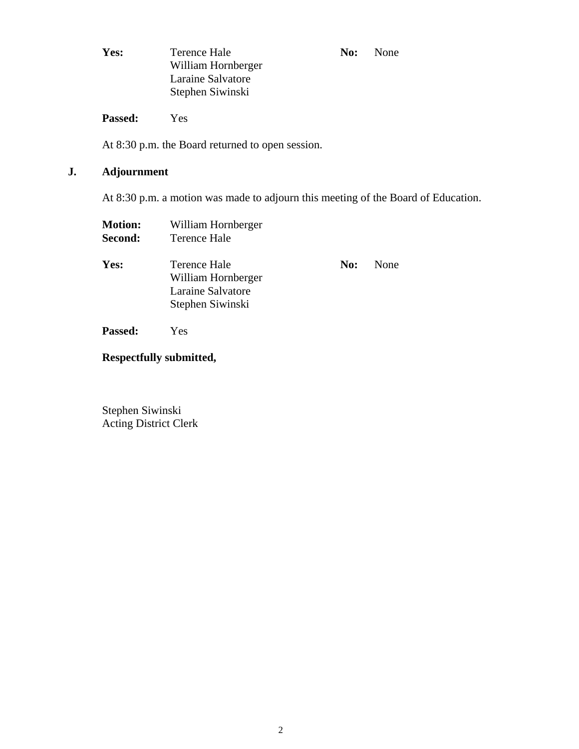**Yes:** Terence Hale
William Hornberger
Laraine Salvatore
Stephen Siwinski

**No:** None

**Passed:** Yes

At 8:30 p.m. the Board returned to open session.

## J. Adjournment

At 8:30 p.m. a motion was made to adjourn this meeting of the Board of Education.

**Motion:** William Hornberger
**Second:** Terence Hale

**Yes:** Terence Hale
William Hornberger
Laraine Salvatore
Stephen Siwinski

**No:** None

**Passed:** Yes

**Respectfully submitted,**

Stephen Siwinski
Acting District Clerk